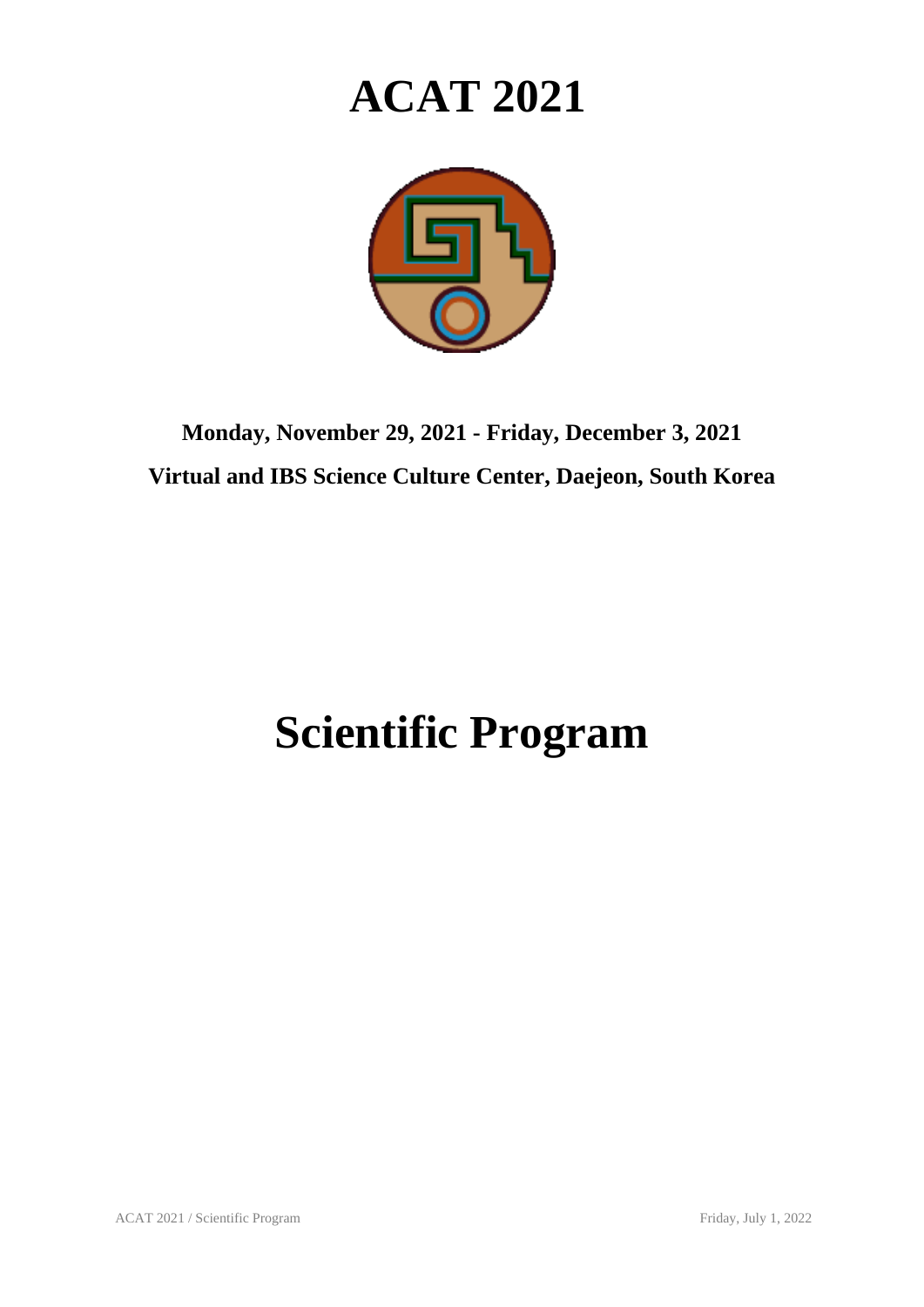# ACAT 2021

**Monday, November 29, 2021 - Friday, December 3, 2021**

**Virtual and IBS Science Culture Center, Daejeon, South Korea**

# Scientific Program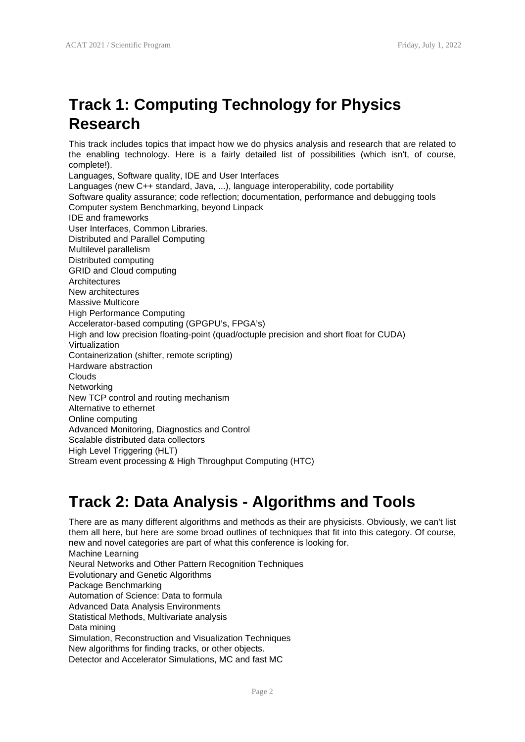# Track 1: Computing Technology for Physics Research

This track includes topics that impact how we do physics analysis and research that are related to the enabling technology. Here is a fairly detailed list of possibilities (which isn't, of course, complete!).

Languages, Software quality, IDE and User Interfaces
Languages (new C++ standard, Java, ...), language interoperability, code portability
Software quality assurance; code reflection; documentation, performance and debugging tools
Computer system Benchmarking, beyond Linpack
IDE and frameworks
User Interfaces, Common Libraries.
Distributed and Parallel Computing
Multilevel parallelism
Distributed computing
GRID and Cloud computing
Architectures
New architectures
Massive Multicore
High Performance Computing
Accelerator-based computing (GPGPU's, FPGA's)
High and low precision floating-point (quad/octuple precision and short float for CUDA)
Virtualization
Containerization (shifter, remote scripting)
Hardware abstraction
Clouds
Networking
New TCP control and routing mechanism
Alternative to ethernet
Online computing
Advanced Monitoring, Diagnostics and Control
Scalable distributed data collectors
High Level Triggering (HLT)
Stream event processing & High Throughput Computing (HTC)

# Track 2: Data Analysis - Algorithms and Tools

There are as many different algorithms and methods as their are physicists. Obviously, we can't list them all here, but here are some broad outlines of techniques that fit into this category. Of course, new and novel categories are part of what this conference is looking for.

Machine Learning
Neural Networks and Other Pattern Recognition Techniques
Evolutionary and Genetic Algorithms
Package Benchmarking
Automation of Science: Data to formula
Advanced Data Analysis Environments
Statistical Methods, Multivariate analysis
Data mining
Simulation, Reconstruction and Visualization Techniques
New algorithms for finding tracks, or other objects.
Detector and Accelerator Simulations, MC and fast MC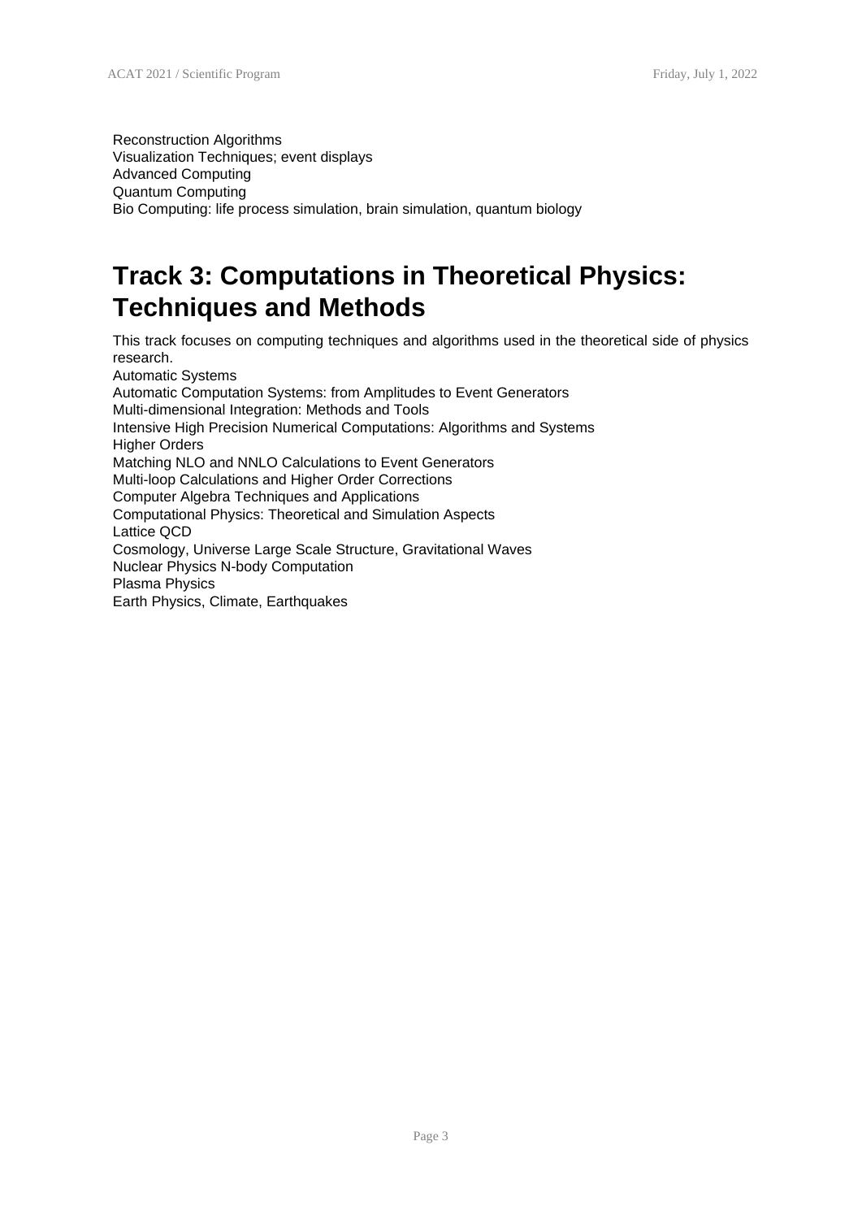Reconstruction Algorithms
Visualization Techniques; event displays
Advanced Computing
Quantum Computing
Bio Computing: life process simulation, brain simulation, quantum biology

## Track 3: Computations in Theoretical Physics: Techniques and Methods

This track focuses on computing techniques and algorithms used in the theoretical side of physics research.
Automatic Systems
Automatic Computation Systems: from Amplitudes to Event Generators
Multi-dimensional Integration: Methods and Tools
Intensive High Precision Numerical Computations: Algorithms and Systems
Higher Orders
Matching NLO and NNLO Calculations to Event Generators
Multi-loop Calculations and Higher Order Corrections
Computer Algebra Techniques and Applications
Computational Physics: Theoretical and Simulation Aspects
Lattice QCD
Cosmology, Universe Large Scale Structure, Gravitational Waves
Nuclear Physics N-body Computation
Plasma Physics
Earth Physics, Climate, Earthquakes